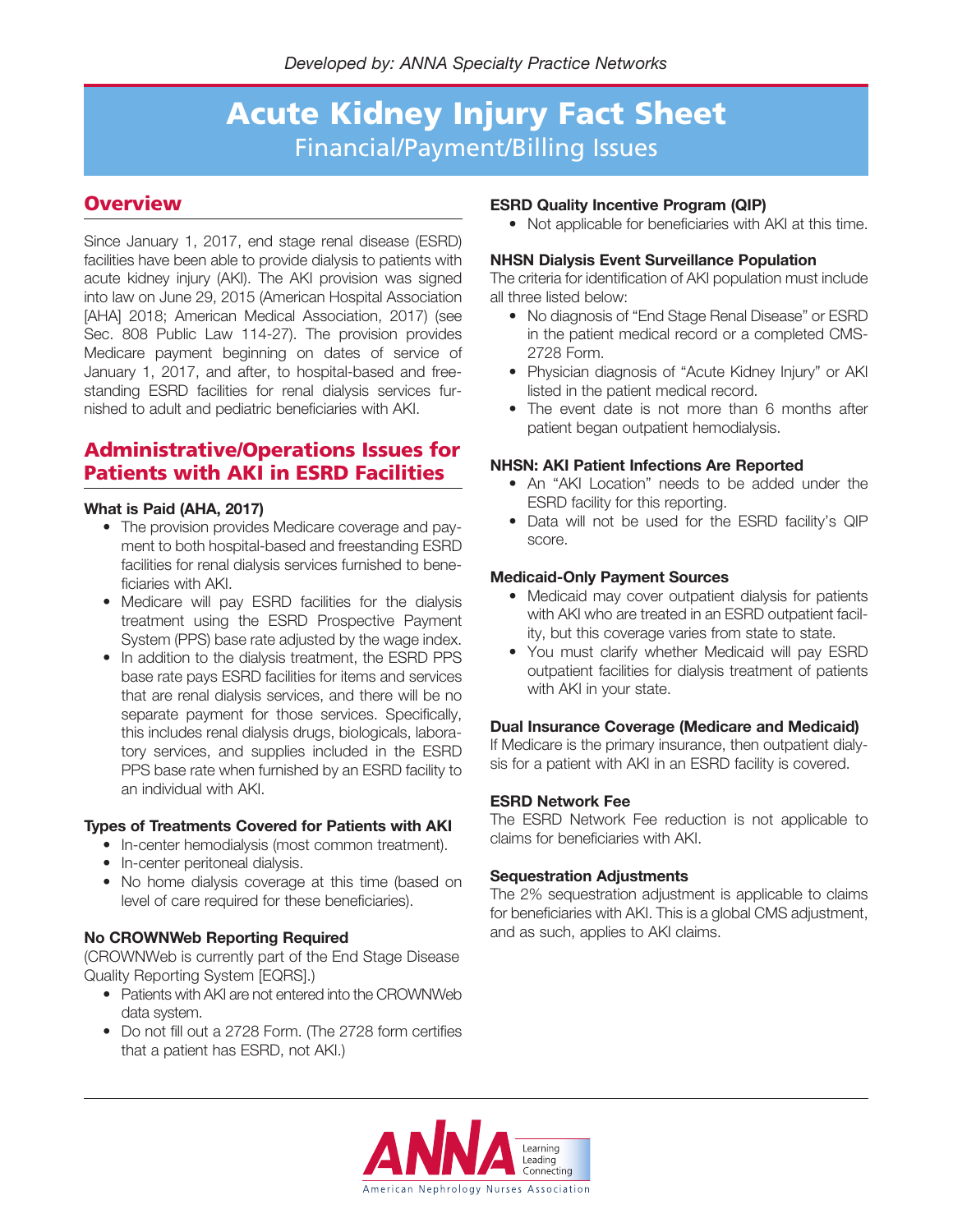*Developed by: ANNA Specialty Practice Networks*

# Acute Kidney Injury Fact Sheet

Financial/Payment/Billing Issues

## Overview

Since January 1, 2017, end stage renal disease (ESRD) facilities have been able to provide dialysis to patients with acute kidney injury (AKI). The AKI provision was signed into law on June 29, 2015 (American Hospital Association [AHA] 2018; American Medical Association, 2017) (see Sec. 808 Public Law 114-27). The provision provides Medicare payment beginning on dates of service of January 1, 2017, and after, to hospital-based and freestanding ESRD facilities for renal dialysis services furnished to adult and pediatric beneficiaries with AKI.

## Administrative/Operations Issues for Patients with AKI in ESRD Facilities

**What is Paid (AHA, 2017)**

- The provision provides Medicare coverage and payment to both hospital-based and freestanding ESRD facilities for renal dialysis services furnished to beneficiaries with AKI.
- Medicare will pay ESRD facilities for the dialysis treatment using the ESRD Prospective Payment System (PPS) base rate adjusted by the wage index.
- In addition to the dialysis treatment, the ESRD PPS base rate pays ESRD facilities for items and services that are renal dialysis services, and there will be no separate payment for those services. Specifically, this includes renal dialysis drugs, biologicals, laboratory services, and supplies included in the ESRD PPS base rate when furnished by an ESRD facility to an individual with AKI.

**Types of Treatments Covered for Patients with AKI**

- In-center hemodialysis (most common treatment).
- In-center peritoneal dialysis.
- No home dialysis coverage at this time (based on level of care required for these beneficiaries).

**No CROWNWeb Reporting Required**

(CROWNWeb is currently part of the End Stage Disease Quality Reporting System [EQRS].)

- Patients with AKI are not entered into the CROWNWeb data system.
- Do not fill out a 2728 Form. (The 2728 form certifies that a patient has ESRD, not AKI.)

**ESRD Quality Incentive Program (QIP)**

- Not applicable for beneficiaries with AKI at this time.

**NHSN Dialysis Event Surveillance Population**

The criteria for identification of AKI population must include all three listed below:

- No diagnosis of "End Stage Renal Disease" or ESRD in the patient medical record or a completed CMS-2728 Form.
- Physician diagnosis of "Acute Kidney Injury" or AKI listed in the patient medical record.
- The event date is not more than 6 months after patient began outpatient hemodialysis.

**NHSN: AKI Patient Infections Are Reported**

- An "AKI Location" needs to be added under the ESRD facility for this reporting.
- Data will not be used for the ESRD facility's QIP score.

**Medicaid-Only Payment Sources**

- Medicaid may cover outpatient dialysis for patients with AKI who are treated in an ESRD outpatient facility, but this coverage varies from state to state.
- You must clarify whether Medicaid will pay ESRD outpatient facilities for dialysis treatment of patients with AKI in your state.

**Dual Insurance Coverage (Medicare and Medicaid)**

If Medicare is the primary insurance, then outpatient dialysis for a patient with AKI in an ESRD facility is covered.

**ESRD Network Fee**

The ESRD Network Fee reduction is not applicable to claims for beneficiaries with AKI.

**Sequestration Adjustments**

The 2% sequestration adjustment is applicable to claims for beneficiaries with AKI. This is a global CMS adjustment, and as such, applies to AKI claims.

ANNA Learning Leading Connecting
American Nephrology Nurses Association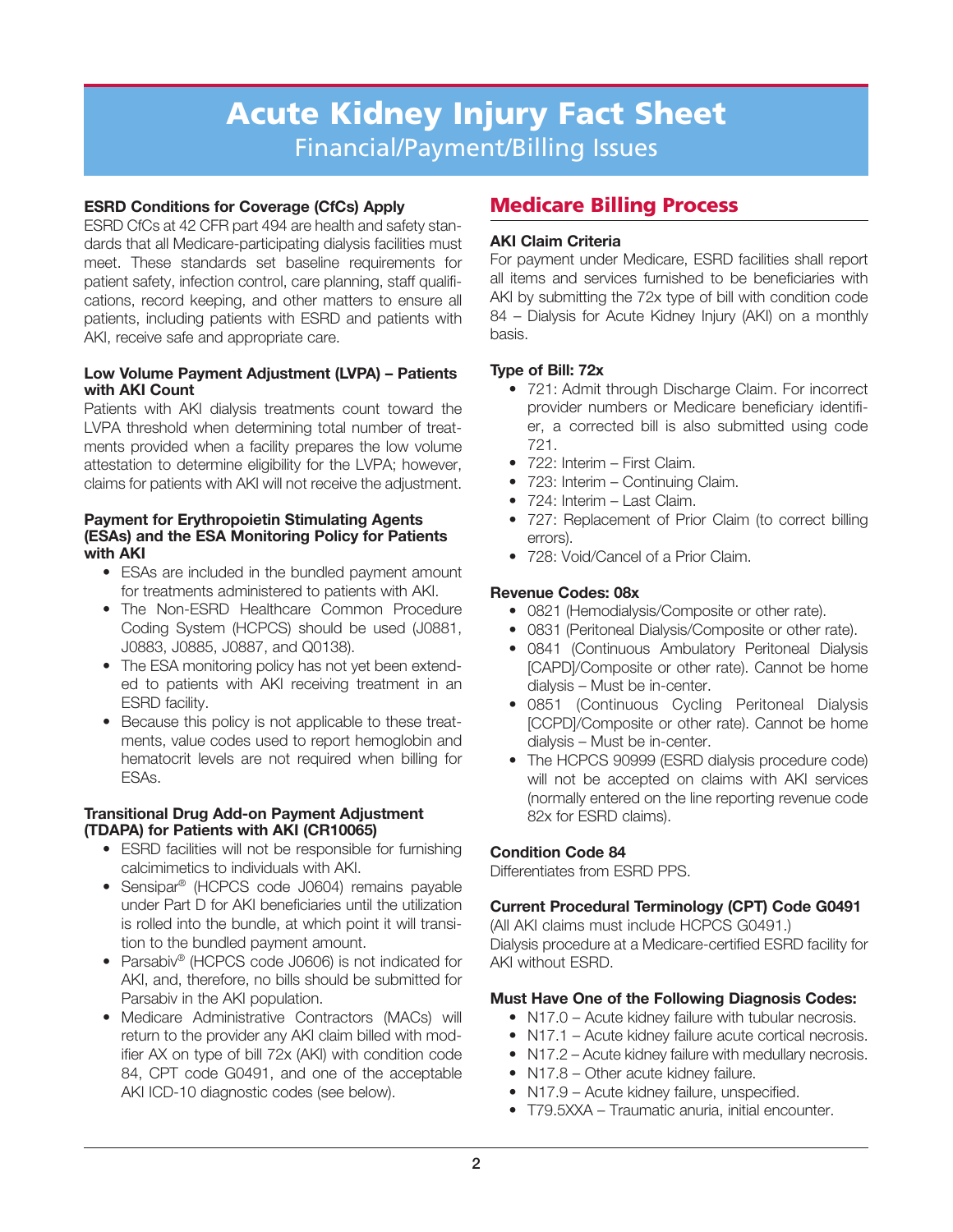# Acute Kidney Injury Fact Sheet

## Financial/Payment/Billing Issues

**ESRD Conditions for Coverage (CfCs) Apply**

ESRD CfCs at 42 CFR part 494 are health and safety standards that all Medicare-participating dialysis facilities must meet. These standards set baseline requirements for patient safety, infection control, care planning, staff qualifications, record keeping, and other matters to ensure all patients, including patients with ESRD and patients with AKI, receive safe and appropriate care.

**Low Volume Payment Adjustment (LVPA) – Patients with AKI Count**

Patients with AKI dialysis treatments count toward the LVPA threshold when determining total number of treatments provided when a facility prepares the low volume attestation to determine eligibility for the LVPA; however, claims for patients with AKI will not receive the adjustment.

**Payment for Erythropoietin Stimulating Agents (ESAs) and the ESA Monitoring Policy for Patients with AKI**

- ESAs are included in the bundled payment amount for treatments administered to patients with AKI.
- The Non-ESRD Healthcare Common Procedure Coding System (HCPCS) should be used (J0881, J0883, J0885, J0887, and Q0138).
- The ESA monitoring policy has not yet been extended to patients with AKI receiving treatment in an ESRD facility.
- Because this policy is not applicable to these treatments, value codes used to report hemoglobin and hematocrit levels are not required when billing for ESAs.

**Transitional Drug Add-on Payment Adjustment (TDAPA) for Patients with AKI (CR10065)**

- ESRD facilities will not be responsible for furnishing calcimimetics to individuals with AKI.
- Sensipar® (HCPCS code J0604) remains payable under Part D for AKI beneficiaries until the utilization is rolled into the bundle, at which point it will transition to the bundled payment amount.
- Parsabiv® (HCPCS code J0606) is not indicated for AKI, and, therefore, no bills should be submitted for Parsabiv in the AKI population.
- Medicare Administrative Contractors (MACs) will return to the provider any AKI claim billed with modifier AX on type of bill 72x (AKI) with condition code 84, CPT code G0491, and one of the acceptable AKI ICD-10 diagnostic codes (see below).

## Medicare Billing Process

**AKI Claim Criteria**

For payment under Medicare, ESRD facilities shall report all items and services furnished to be beneficiaries with AKI by submitting the 72x type of bill with condition code 84 – Dialysis for Acute Kidney Injury (AKI) on a monthly basis.

**Type of Bill: 72x**

- 721: Admit through Discharge Claim. For incorrect provider numbers or Medicare beneficiary identifier, a corrected bill is also submitted using code 721.
- 722: Interim – First Claim.
- 723: Interim – Continuing Claim.
- 724: Interim – Last Claim.
- 727: Replacement of Prior Claim (to correct billing errors).
- 728: Void/Cancel of a Prior Claim.

**Revenue Codes: 08x**

- 0821 (Hemodialysis/Composite or other rate).
- 0831 (Peritoneal Dialysis/Composite or other rate).
- 0841 (Continuous Ambulatory Peritoneal Dialysis [CAPD]/Composite or other rate). Cannot be home dialysis – Must be in-center.
- 0851 (Continuous Cycling Peritoneal Dialysis [CCPD]/Composite or other rate). Cannot be home dialysis – Must be in-center.
- The HCPCS 90999 (ESRD dialysis procedure code) will not be accepted on claims with AKI services (normally entered on the line reporting revenue code 82x for ESRD claims).

**Condition Code 84**

Differentiates from ESRD PPS.

**Current Procedural Terminology (CPT) Code G0491**

(All AKI claims must include HCPCS G0491.)
Dialysis procedure at a Medicare-certified ESRD facility for AKI without ESRD.

**Must Have One of the Following Diagnosis Codes:**

- N17.0 – Acute kidney failure with tubular necrosis.
- N17.1 – Acute kidney failure acute cortical necrosis.
- N17.2 – Acute kidney failure with medullary necrosis.
- N17.8 – Other acute kidney failure.
- N17.9 – Acute kidney failure, unspecified.
- T79.5XXA – Traumatic anuria, initial encounter.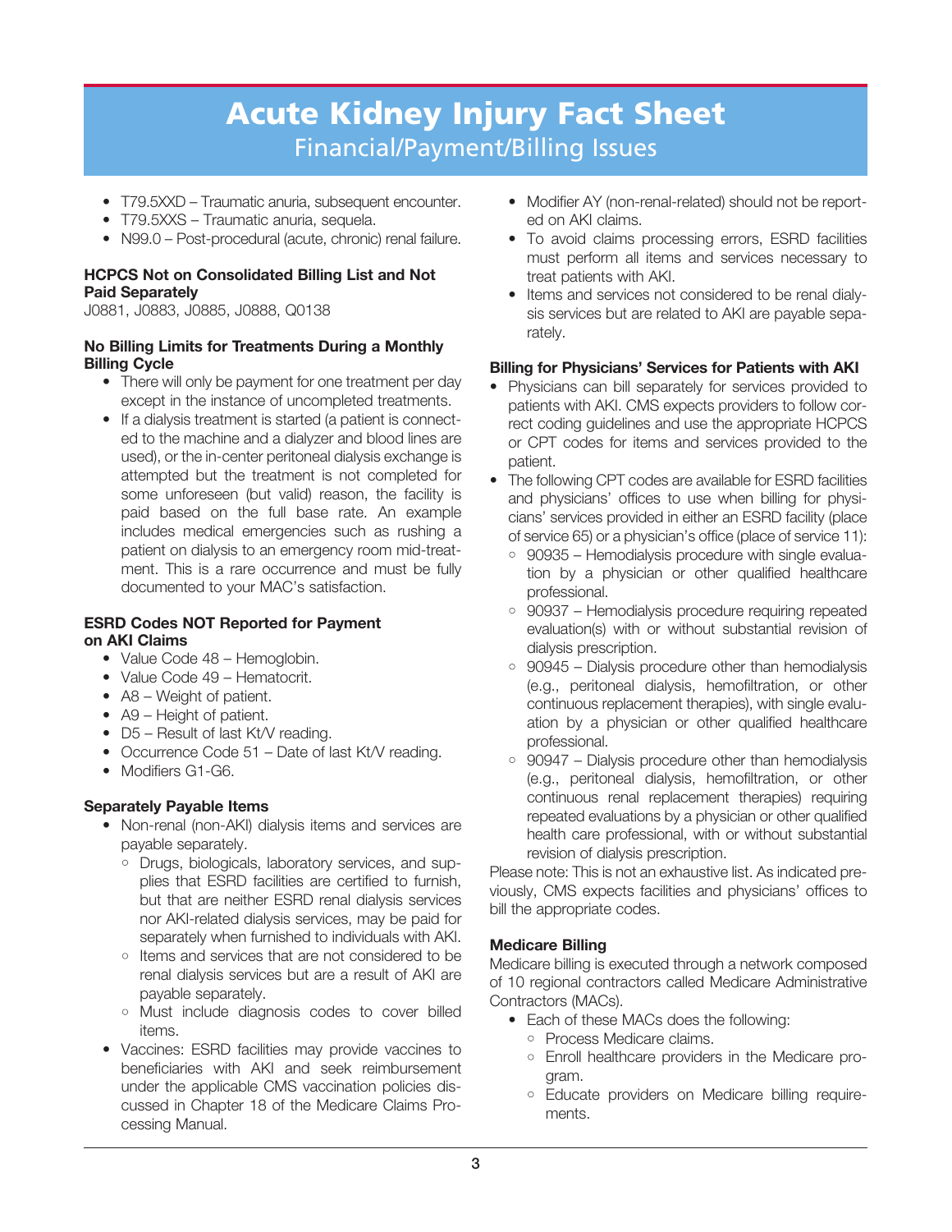# Acute Kidney Injury Fact Sheet

## Financial/Payment/Billing Issues

- T79.5XXD – Traumatic anuria, subsequent encounter.
- T79.5XXS – Traumatic anuria, sequela.
- N99.0 – Post-procedural (acute, chronic) renal failure.

**HCPCS Not on Consolidated Billing List and Not Paid Separately**

J0881, J0883, J0885, J0888, Q0138

**No Billing Limits for Treatments During a Monthly Billing Cycle**

- There will only be payment for one treatment per day except in the instance of uncompleted treatments.
- If a dialysis treatment is started (a patient is connected to the machine and a dialyzer and blood lines are used), or the in-center peritoneal dialysis exchange is attempted but the treatment is not completed for some unforeseen (but valid) reason, the facility is paid based on the full base rate. An example includes medical emergencies such as rushing a patient on dialysis to an emergency room mid-treatment. This is a rare occurrence and must be fully documented to your MAC's satisfaction.

**ESRD Codes NOT Reported for Payment on AKI Claims**

- Value Code 48 – Hemoglobin.
- Value Code 49 – Hematocrit.
- A8 – Weight of patient.
- A9 – Height of patient.
- D5 – Result of last Kt/V reading.
- Occurrence Code 51 – Date of last Kt/V reading.
- Modifiers G1-G6.

**Separately Payable Items**

- Non-renal (non-AKI) dialysis items and services are payable separately.
  - Drugs, biologicals, laboratory services, and supplies that ESRD facilities are certified to furnish, but that are neither ESRD renal dialysis services nor AKI-related dialysis services, may be paid for separately when furnished to individuals with AKI.
  - Items and services that are not considered to be renal dialysis services but are a result of AKI are payable separately.
  - Must include diagnosis codes to cover billed items.
- Vaccines: ESRD facilities may provide vaccines to beneficiaries with AKI and seek reimbursement under the applicable CMS vaccination policies discussed in Chapter 18 of the Medicare Claims Processing Manual.
- Modifier AY (non-renal-related) should not be reported on AKI claims.
- To avoid claims processing errors, ESRD facilities must perform all items and services necessary to treat patients with AKI.
- Items and services not considered to be renal dialysis services but are related to AKI are payable separately.

**Billing for Physicians' Services for Patients with AKI**

- Physicians can bill separately for services provided to patients with AKI. CMS expects providers to follow correct coding guidelines and use the appropriate HCPCS or CPT codes for items and services provided to the patient.
- The following CPT codes are available for ESRD facilities and physicians' offices to use when billing for physicians' services provided in either an ESRD facility (place of service 65) or a physician's office (place of service 11):
  - 90935 – Hemodialysis procedure with single evaluation by a physician or other qualified healthcare professional.
  - 90937 – Hemodialysis procedure requiring repeated evaluation(s) with or without substantial revision of dialysis prescription.
  - 90945 – Dialysis procedure other than hemodialysis (e.g., peritoneal dialysis, hemofiltration, or other continuous replacement therapies), with single evaluation by a physician or other qualified healthcare professional.
  - 90947 – Dialysis procedure other than hemodialysis (e.g., peritoneal dialysis, hemofiltration, or other continuous renal replacement therapies) requiring repeated evaluations by a physician or other qualified health care professional, with or without substantial revision of dialysis prescription.

Please note: This is not an exhaustive list. As indicated previously, CMS expects facilities and physicians' offices to bill the appropriate codes.

**Medicare Billing**

Medicare billing is executed through a network composed of 10 regional contractors called Medicare Administrative Contractors (MACs).

- Each of these MACs does the following:
  - Process Medicare claims.
  - Enroll healthcare providers in the Medicare program.
  - Educate providers on Medicare billing requirements.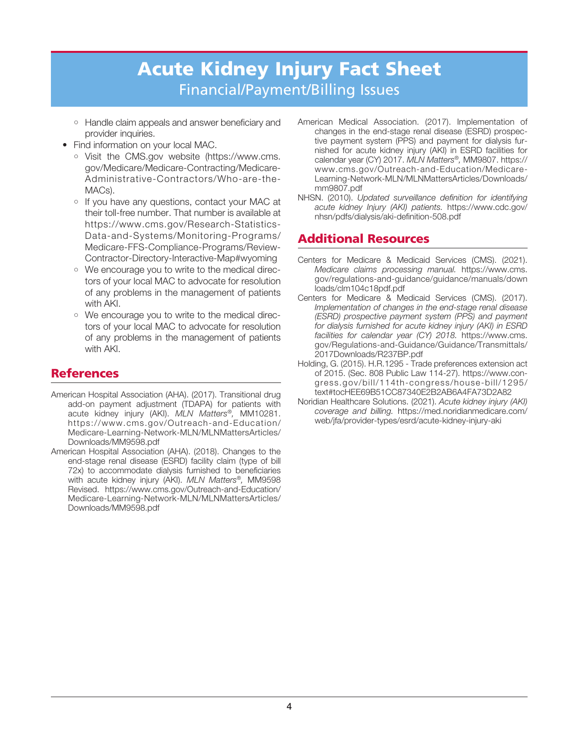- Handle claim appeals and answer beneficiary and provider inquiries.
- Find information on your local MAC.
  - Visit the CMS.gov website (https://www.cms.gov/Medicare/Medicare-Contracting/Medicare-Administrative-Contractors/Who-are-the-MACs).
  - If you have any questions, contact your MAC at their toll-free number. That number is available at https://www.cms.gov/Research-Statistics-Data-and-Systems/Monitoring-Programs/Medicare-FFS-Compliance-Programs/Review-Contractor-Directory-Interactive-Map#wyoming
  - We encourage you to write to the medical directors of your local MAC to advocate for resolution of any problems in the management of patients with AKI.
  - We encourage you to write to the medical directors of your local MAC to advocate for resolution of any problems in the management of patients with AKI.

## References

American Hospital Association (AHA). (2017). Transitional drug add-on payment adjustment (TDAPA) for patients with acute kidney injury (AKI). *MLN Matters®,* MM10281. https://www.cms.gov/Outreach-and-Education/Medicare-Learning-Network-MLN/MLNMattersArticles/Downloads/MM9598.pdf

American Hospital Association (AHA). (2018). Changes to the end-stage renal disease (ESRD) facility claim (type of bill 72x) to accommodate dialysis furnished to beneficiaries with acute kidney injury (AKI). *MLN Matters®,* MM9598 Revised. https://www.cms.gov/Outreach-and-Education/Medicare-Learning-Network-MLN/MLNMattersArticles/Downloads/MM9598.pdf

American Medical Association. (2017). Implementation of changes in the end-stage renal disease (ESRD) prospective payment system (PPS) and payment for dialysis furnished for acute kidney injury (AKI) in ESRD facilities for calendar year (CY) 2017. *MLN Matters®,* MM9807. https://www.cms.gov/Outreach-and-Education/Medicare-Learning-Network-MLN/MLNMattersArticles/Downloads/mm9807.pdf

NHSN. (2010). *Updated surveillance definition for identifying acute kidney Injury (AKI) patients.* https://www.cdc.gov/nhsn/pdfs/dialysis/aki-definition-508.pdf

## Additional Resources

Centers for Medicare & Medicaid Services (CMS). (2021). *Medicare claims processing manual.* https://www.cms.gov/regulations-and-guidance/guidance/manuals/downloads/clm104c18pdf.pdf

Centers for Medicare & Medicaid Services (CMS). (2017). *Implementation of changes in the end-stage renal disease (ESRD) prospective payment system (PPS) and payment for dialysis furnished for acute kidney injury (AKI) in ESRD facilities for calendar year (CY) 2018.* https://www.cms.gov/Regulations-and-Guidance/Guidance/Transmittals/2017Downloads/R237BP.pdf

Holding, G. (2015). H.R.1295 - Trade preferences extension act of 2015. (Sec. 808 Public Law 114-27). https://www.congress.gov/bill/114th-congress/house-bill/1295/text#tocHEE69B51CC87340E2B2AB6A4FA73D2A82

Noridian Healthcare Solutions. (2021). *Acute kidney injury (AKI) coverage and billing.* https://med.noridianmedicare.com/web/jfa/provider-types/esrd/acute-kidney-injury-aki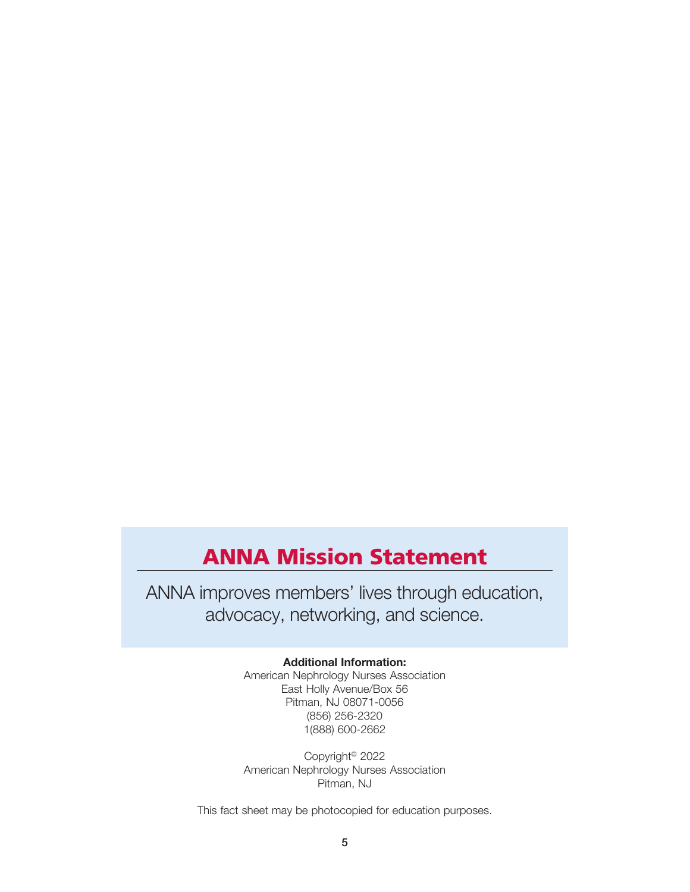## ANNA Mission Statement

ANNA improves members' lives through education, advocacy, networking, and science.

**Additional Information:**
American Nephrology Nurses Association
East Holly Avenue/Box 56
Pitman, NJ 08071-0056
(856) 256-2320
1(888) 600-2662

Copyright© 2022
American Nephrology Nurses Association
Pitman, NJ

This fact sheet may be photocopied for education purposes.